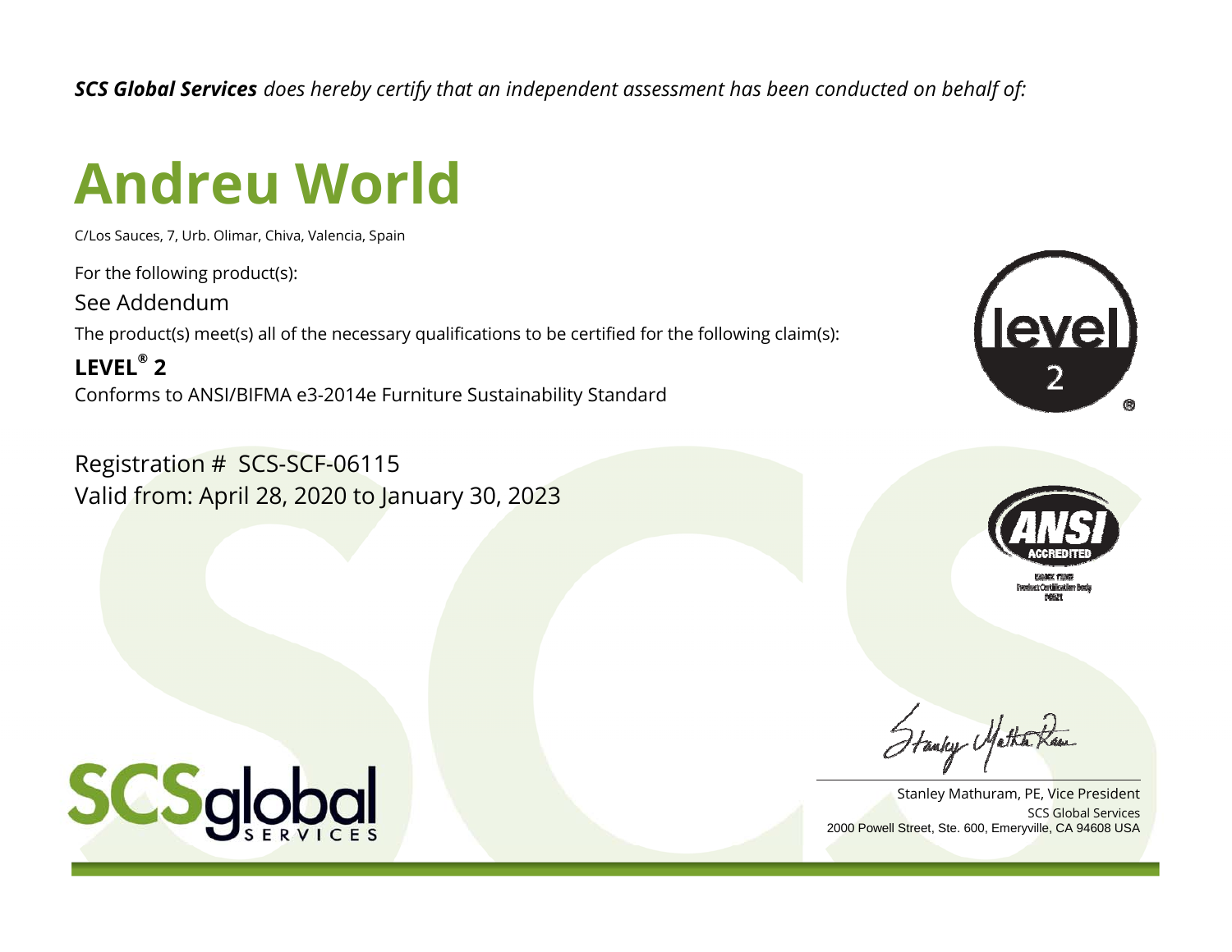***SCS Global Services** does hereby certify that an independent assessment has been conducted on behalf of:*

# Andreu World

C/Los Sauces, 7, Urb. Olimar, Chiva, Valencia, Spain

For the following product(s):

See Addendum

The product(s) meet(s) all of the necessary qualifications to be certified for the following claim(s):

**LEVEL® 2**

Conforms to ANSI/BIFMA e3-2014e Furniture Sustainability Standard

Registration # SCS-SCF-06115

Valid from: April 28, 2020 to January 30, 2023

Stanley Mathuram, PE, Vice President

SCS Global Services

2000 Powell Street, Ste. 600, Emeryville, CA 94608 USA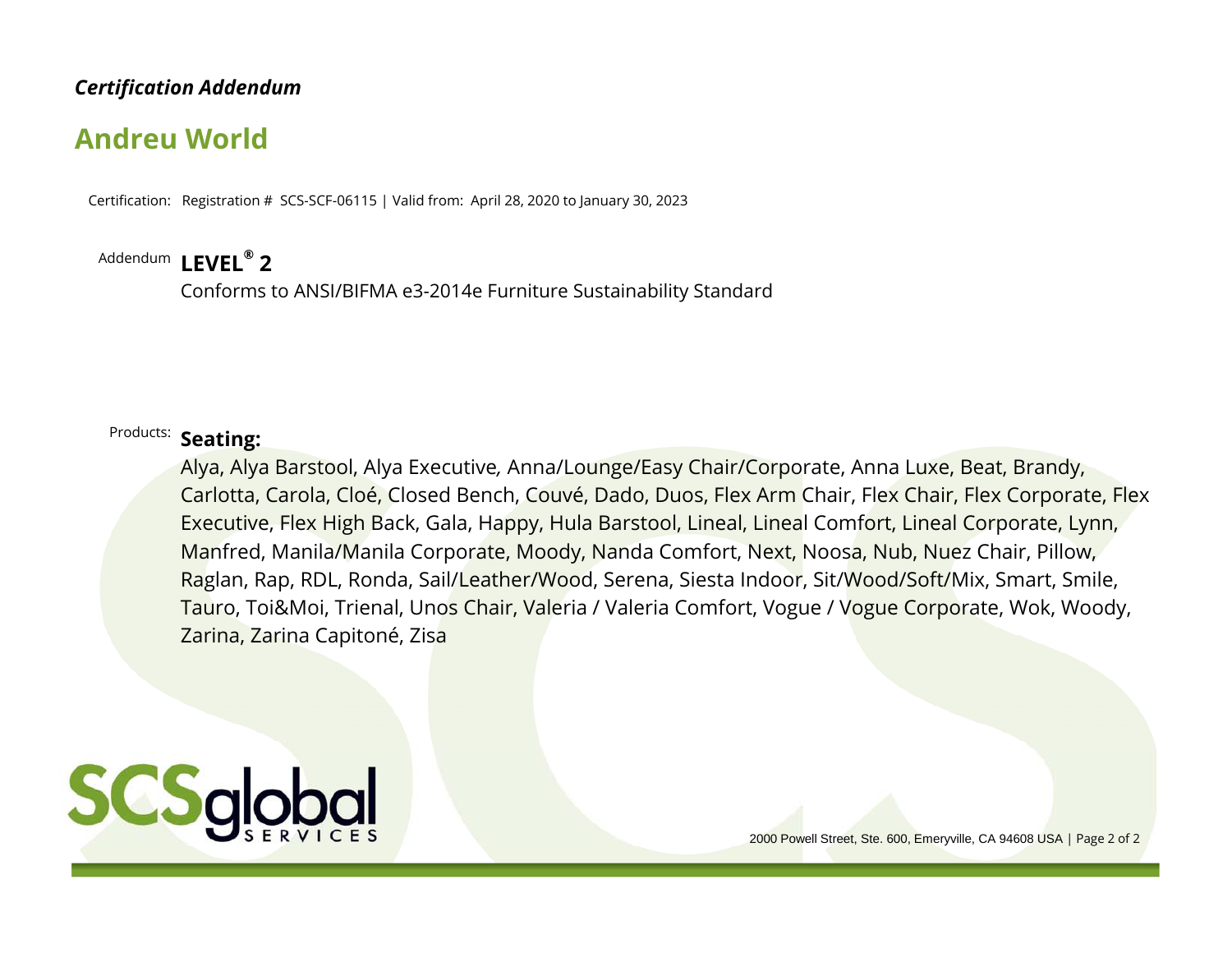*Certification Addendum*

## Andreu World

Certification: Registration # SCS-SCF-06115 | Valid from: April 28, 2020 to January 30, 2023

Addendum **LEVEL® 2**

Conforms to ANSI/BIFMA e3-2014e Furniture Sustainability Standard

Products: **Seating:**

Alya, Alya Barstool, Alya Executive, Anna/Lounge/Easy Chair/Corporate, Anna Luxe, Beat, Brandy, Carlotta, Carola, Cloé, Closed Bench, Couvé, Dado, Duos, Flex Arm Chair, Flex Chair, Flex Corporate, Flex Executive, Flex High Back, Gala, Happy, Hula Barstool, Lineal, Lineal Comfort, Lineal Corporate, Lynn, Manfred, Manila/Manila Corporate, Moody, Nanda Comfort, Next, Noosa, Nub, Nuez Chair, Pillow, Raglan, Rap, RDL, Ronda, Sail/Leather/Wood, Serena, Siesta Indoor, Sit/Wood/Soft/Mix, Smart, Smile, Tauro, Toi&Moi, Trienal, Unos Chair, Valeria / Valeria Comfort, Vogue / Vogue Corporate, Wok, Woody, Zarina, Zarina Capitoné, Zisa

SCSglobal SERVICES

2000 Powell Street, Ste. 600, Emeryville, CA 94608 USA